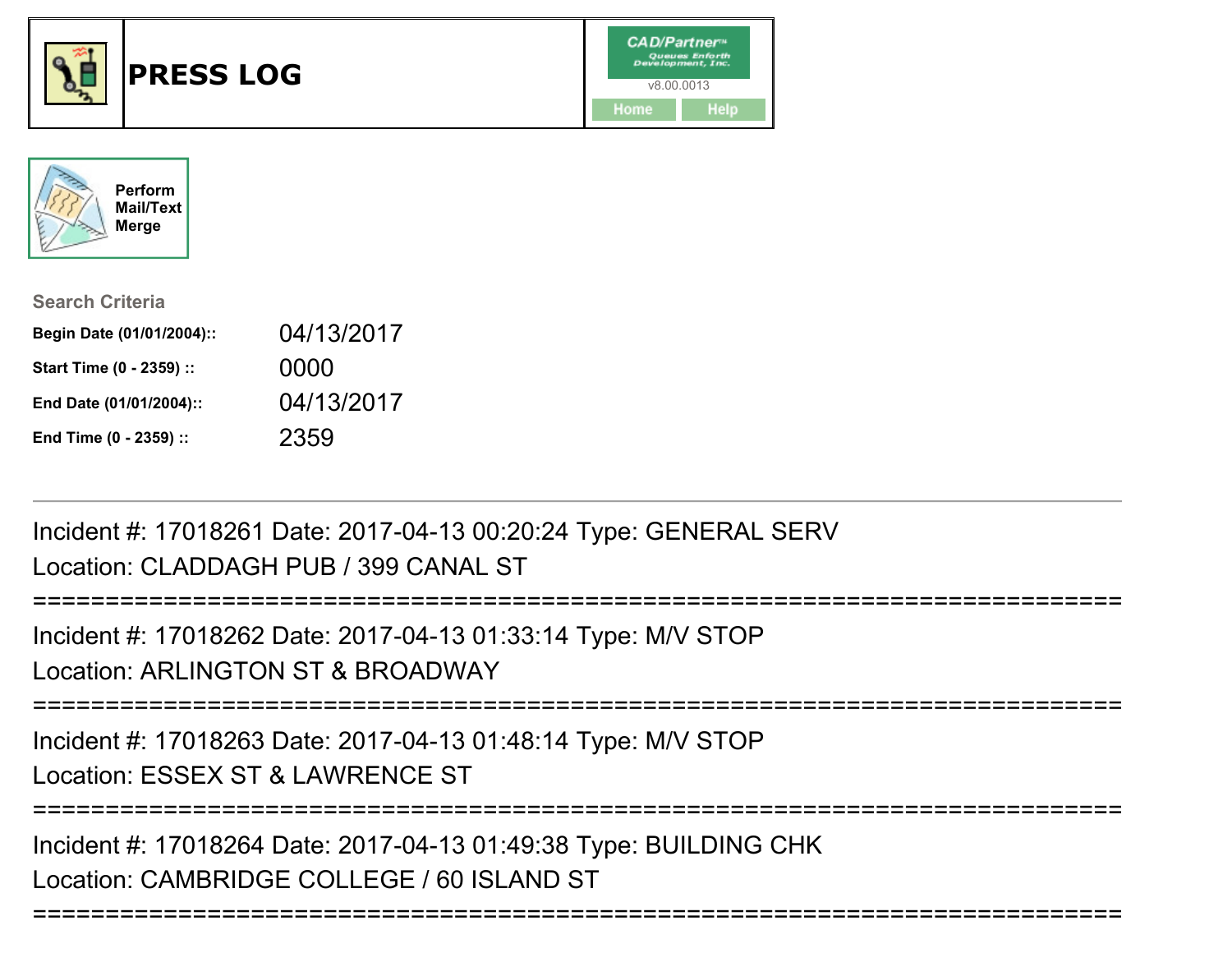# PRESS LOG

CAD/Partner™ Queues Enforth Development, Inc.
v8.00.0013

Home | Help

Perform Mail/Text Merge

**Search Criteria**

| | |
|---|---|
| **Begin Date (01/01/2004)::** | 04/13/2017 |
| **Start Time (0 - 2359) ::** | 0000 |
| **End Date (01/01/2004)::** | 04/13/2017 |
| **End Time (0 - 2359) ::** | 2359 |

---

Incident #: 17018261 Date: 2017-04-13 00:20:24 Type: GENERAL SERV
Location: CLADDAGH PUB / 399 CANAL ST

===========================================================================

Incident #: 17018262 Date: 2017-04-13 01:33:14 Type: M/V STOP
Location: ARLINGTON ST & BROADWAY

===========================================================================

Incident #: 17018263 Date: 2017-04-13 01:48:14 Type: M/V STOP
Location: ESSEX ST & LAWRENCE ST

===========================================================================

Incident #: 17018264 Date: 2017-04-13 01:49:38 Type: BUILDING CHK
Location: CAMBRIDGE COLLEGE / 60 ISLAND ST

===========================================================================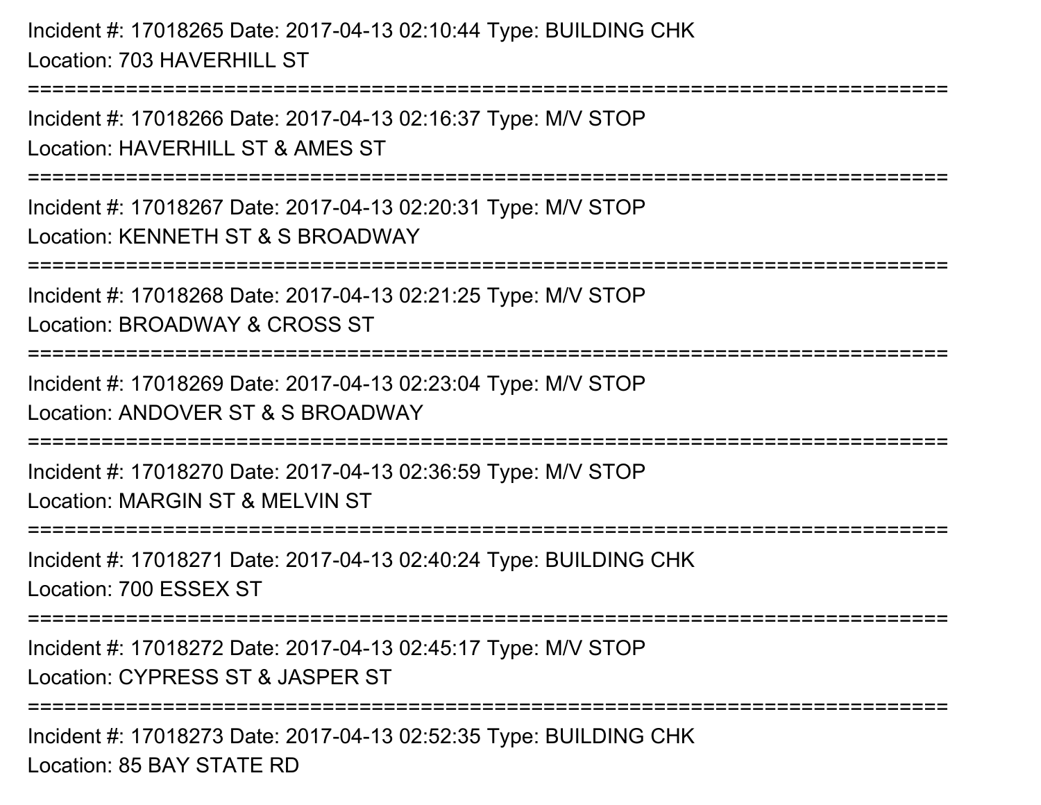Incident #: 17018265 Date: 2017-04-13 02:10:44 Type: BUILDING CHK
Location: 703 HAVERHILL ST

===========================================================================

Incident #: 17018266 Date: 2017-04-13 02:16:37 Type: M/V STOP
Location: HAVERHILL ST & AMES ST

===========================================================================

Incident #: 17018267 Date: 2017-04-13 02:20:31 Type: M/V STOP
Location: KENNETH ST & S BROADWAY

===========================================================================

Incident #: 17018268 Date: 2017-04-13 02:21:25 Type: M/V STOP
Location: BROADWAY & CROSS ST

===========================================================================

Incident #: 17018269 Date: 2017-04-13 02:23:04 Type: M/V STOP
Location: ANDOVER ST & S BROADWAY

===========================================================================

Incident #: 17018270 Date: 2017-04-13 02:36:59 Type: M/V STOP
Location: MARGIN ST & MELVIN ST

===========================================================================

Incident #: 17018271 Date: 2017-04-13 02:40:24 Type: BUILDING CHK
Location: 700 ESSEX ST

===========================================================================

Incident #: 17018272 Date: 2017-04-13 02:45:17 Type: M/V STOP
Location: CYPRESS ST & JASPER ST

===========================================================================

Incident #: 17018273 Date: 2017-04-13 02:52:35 Type: BUILDING CHK
Location: 85 BAY STATE RD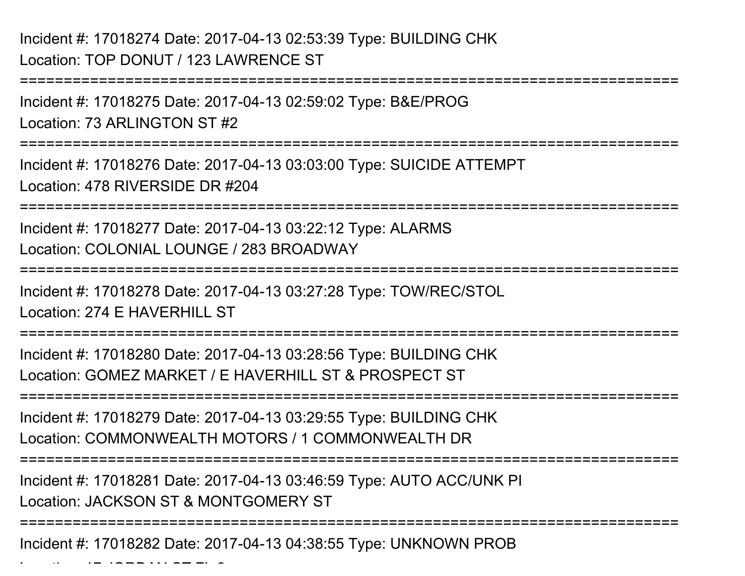Incident #: 17018274 Date: 2017-04-13 02:53:39 Type: BUILDING CHK
Location: TOP DONUT / 123 LAWRENCE ST

===========================================================================

Incident #: 17018275 Date: 2017-04-13 02:59:02 Type: B&E/PROG
Location: 73 ARLINGTON ST #2

===========================================================================

Incident #: 17018276 Date: 2017-04-13 03:03:00 Type: SUICIDE ATTEMPT
Location: 478 RIVERSIDE DR #204

===========================================================================

Incident #: 17018277 Date: 2017-04-13 03:22:12 Type: ALARMS
Location: COLONIAL LOUNGE / 283 BROADWAY

===========================================================================

Incident #: 17018278 Date: 2017-04-13 03:27:28 Type: TOW/REC/STOL
Location: 274 E HAVERHILL ST

===========================================================================

Incident #: 17018280 Date: 2017-04-13 03:28:56 Type: BUILDING CHK
Location: GOMEZ MARKET / E HAVERHILL ST & PROSPECT ST

===========================================================================

Incident #: 17018279 Date: 2017-04-13 03:29:55 Type: BUILDING CHK
Location: COMMONWEALTH MOTORS / 1 COMMONWEALTH DR

===========================================================================

Incident #: 17018281 Date: 2017-04-13 03:46:59 Type: AUTO ACC/UNK PI
Location: JACKSON ST & MONTGOMERY ST

===========================================================================

Incident #: 17018282 Date: 2017-04-13 04:38:55 Type: UNKNOWN PROB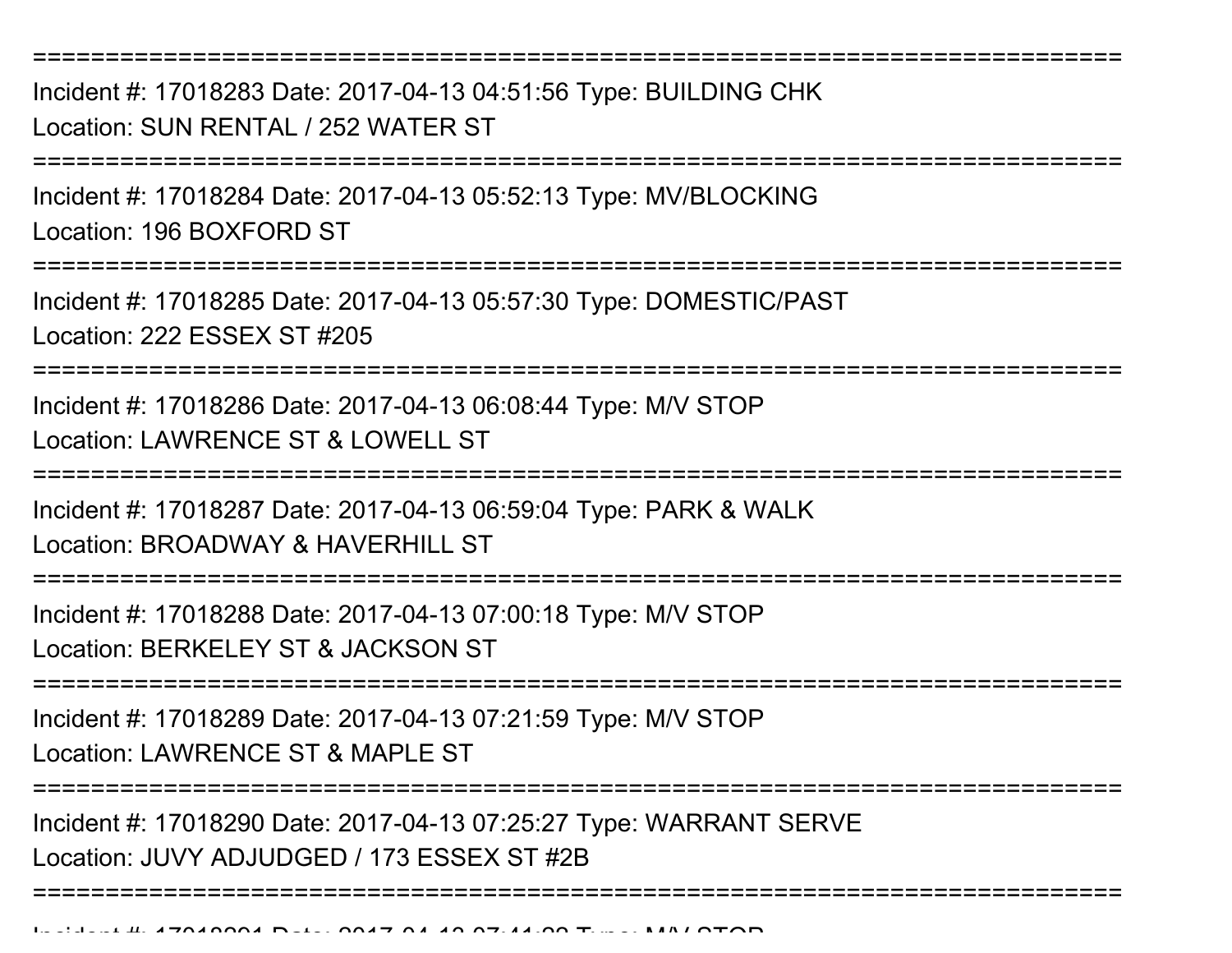===========================================================================

Incident #: 17018283 Date: 2017-04-13 04:51:56 Type: BUILDING CHK
Location: SUN RENTAL / 252 WATER ST

===========================================================================

Incident #: 17018284 Date: 2017-04-13 05:52:13 Type: MV/BLOCKING
Location: 196 BOXFORD ST

===========================================================================

Incident #: 17018285 Date: 2017-04-13 05:57:30 Type: DOMESTIC/PAST
Location: 222 ESSEX ST #205

===========================================================================

Incident #: 17018286 Date: 2017-04-13 06:08:44 Type: M/V STOP
Location: LAWRENCE ST & LOWELL ST

===========================================================================

Incident #: 17018287 Date: 2017-04-13 06:59:04 Type: PARK & WALK
Location: BROADWAY & HAVERHILL ST

===========================================================================

Incident #: 17018288 Date: 2017-04-13 07:00:18 Type: M/V STOP
Location: BERKELEY ST & JACKSON ST

===========================================================================

Incident #: 17018289 Date: 2017-04-13 07:21:59 Type: M/V STOP
Location: LAWRENCE ST & MAPLE ST

===========================================================================

Incident #: 17018290 Date: 2017-04-13 07:25:27 Type: WARRANT SERVE
Location: JUVY ADJUDGED / 173 ESSEX ST #2B

===========================================================================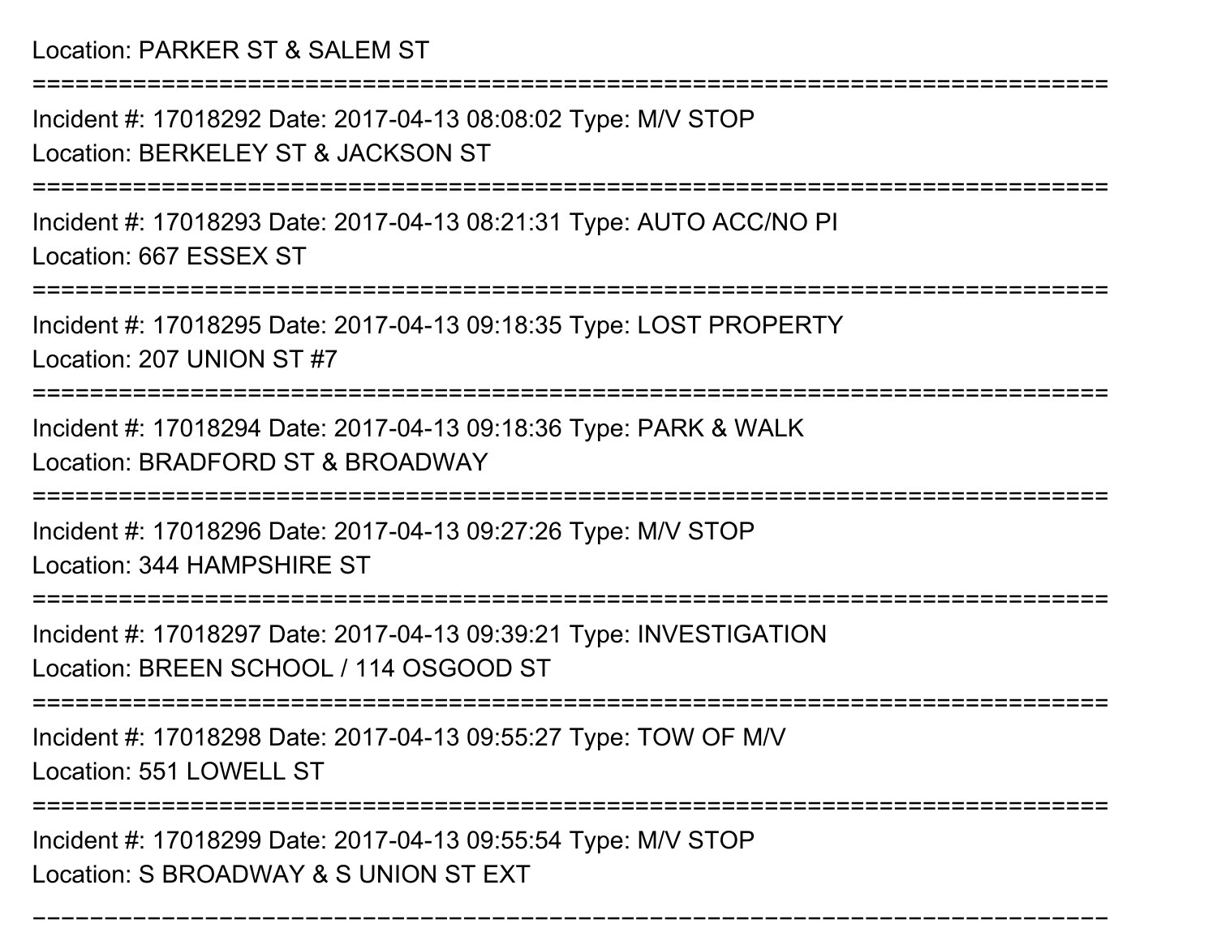Location: PARKER ST & SALEM ST

===========================================================================

Incident #: 17018292 Date: 2017-04-13 08:08:02 Type: M/V STOP
Location: BERKELEY ST & JACKSON ST

===========================================================================

Incident #: 17018293 Date: 2017-04-13 08:21:31 Type: AUTO ACC/NO PI
Location: 667 ESSEX ST

===========================================================================

Incident #: 17018295 Date: 2017-04-13 09:18:35 Type: LOST PROPERTY
Location: 207 UNION ST #7

===========================================================================

Incident #: 17018294 Date: 2017-04-13 09:18:36 Type: PARK & WALK
Location: BRADFORD ST & BROADWAY

===========================================================================

Incident #: 17018296 Date: 2017-04-13 09:27:26 Type: M/V STOP
Location: 344 HAMPSHIRE ST

===========================================================================

Incident #: 17018297 Date: 2017-04-13 09:39:21 Type: INVESTIGATION
Location: BREEN SCHOOL / 114 OSGOOD ST

===========================================================================

Incident #: 17018298 Date: 2017-04-13 09:55:27 Type: TOW OF M/V
Location: 551 LOWELL ST

===========================================================================

Incident #: 17018299 Date: 2017-04-13 09:55:54 Type: M/V STOP
Location: S BROADWAY & S UNION ST EXT

===========================================================================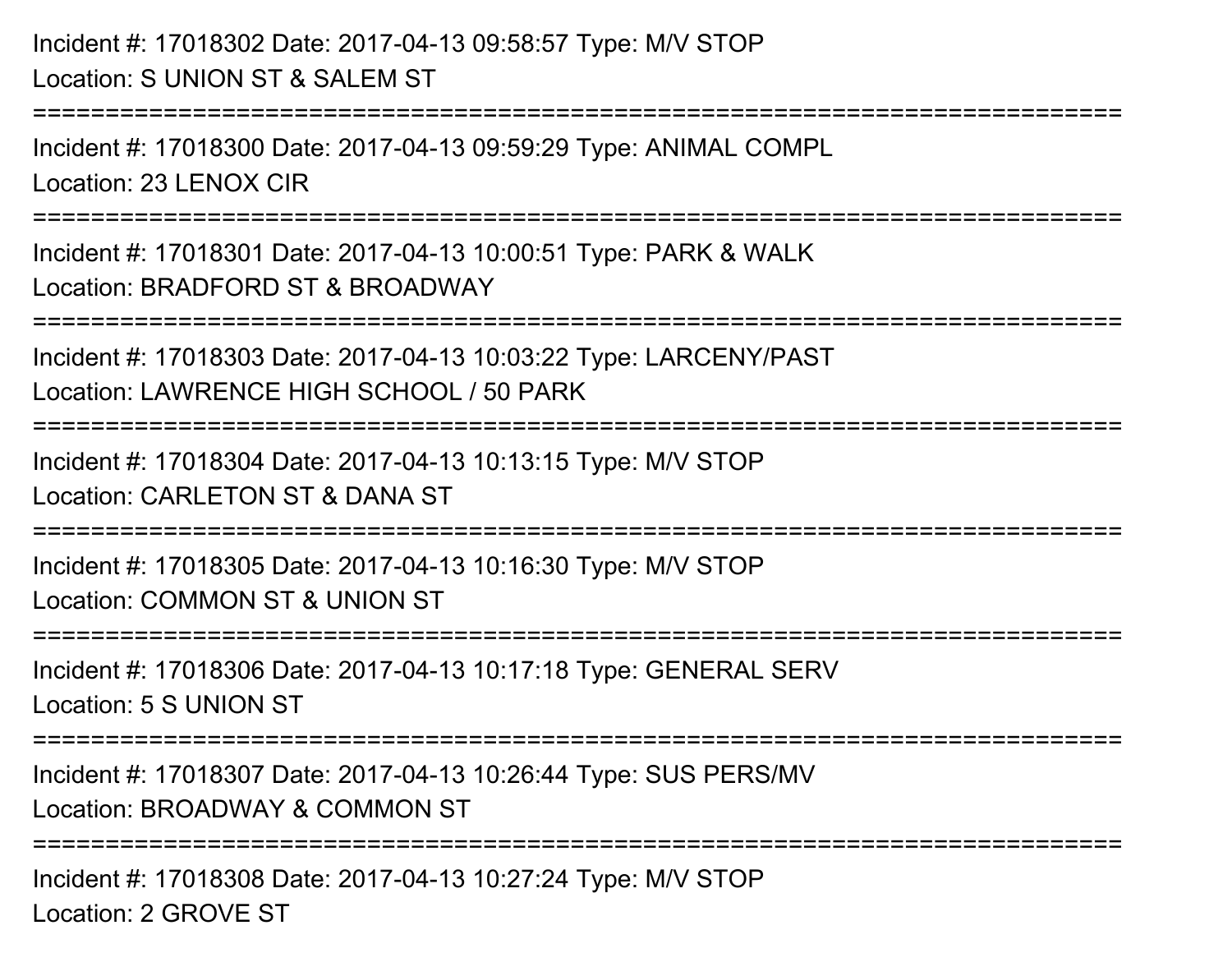Incident #: 17018302 Date: 2017-04-13 09:58:57 Type: M/V STOP
Location: S UNION ST & SALEM ST

===========================================================================

Incident #: 17018300 Date: 2017-04-13 09:59:29 Type: ANIMAL COMPL
Location: 23 LENOX CIR

===========================================================================

Incident #: 17018301 Date: 2017-04-13 10:00:51 Type: PARK & WALK
Location: BRADFORD ST & BROADWAY

===========================================================================

Incident #: 17018303 Date: 2017-04-13 10:03:22 Type: LARCENY/PAST
Location: LAWRENCE HIGH SCHOOL / 50 PARK

===========================================================================

Incident #: 17018304 Date: 2017-04-13 10:13:15 Type: M/V STOP
Location: CARLETON ST & DANA ST

===========================================================================

Incident #: 17018305 Date: 2017-04-13 10:16:30 Type: M/V STOP
Location: COMMON ST & UNION ST

===========================================================================

Incident #: 17018306 Date: 2017-04-13 10:17:18 Type: GENERAL SERV
Location: 5 S UNION ST

===========================================================================

Incident #: 17018307 Date: 2017-04-13 10:26:44 Type: SUS PERS/MV
Location: BROADWAY & COMMON ST

===========================================================================

Incident #: 17018308 Date: 2017-04-13 10:27:24 Type: M/V STOP
Location: 2 GROVE ST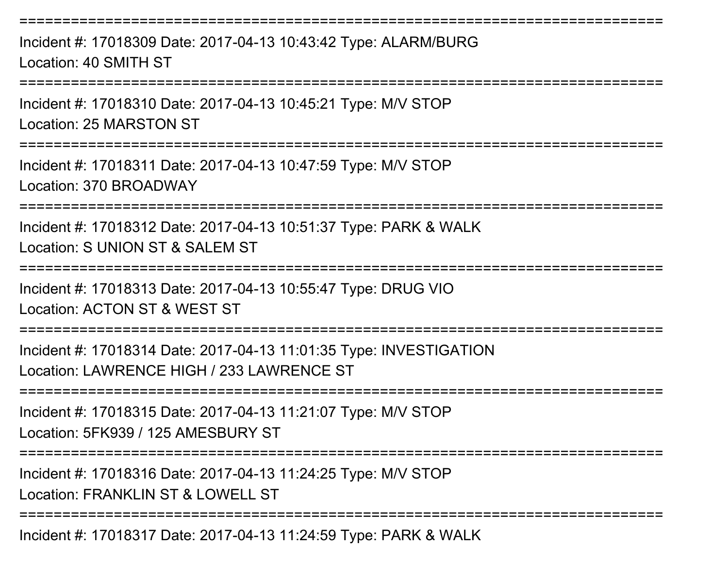===========================================================================

Incident #: 17018309 Date: 2017-04-13 10:43:42 Type: ALARM/BURG

Location: 40 SMITH ST

===========================================================================

Incident #: 17018310 Date: 2017-04-13 10:45:21 Type: M/V STOP

Location: 25 MARSTON ST

===========================================================================

Incident #: 17018311 Date: 2017-04-13 10:47:59 Type: M/V STOP

Location: 370 BROADWAY

===========================================================================

Incident #: 17018312 Date: 2017-04-13 10:51:37 Type: PARK & WALK

Location: S UNION ST & SALEM ST

===========================================================================

Incident #: 17018313 Date: 2017-04-13 10:55:47 Type: DRUG VIO

Location: ACTON ST & WEST ST

===========================================================================

Incident #: 17018314 Date: 2017-04-13 11:01:35 Type: INVESTIGATION

Location: LAWRENCE HIGH / 233 LAWRENCE ST

===========================================================================

Incident #: 17018315 Date: 2017-04-13 11:21:07 Type: M/V STOP

Location: 5FK939 / 125 AMESBURY ST

===========================================================================

Incident #: 17018316 Date: 2017-04-13 11:24:25 Type: M/V STOP

Location: FRANKLIN ST & LOWELL ST

===========================================================================

Incident #: 17018317 Date: 2017-04-13 11:24:59 Type: PARK & WALK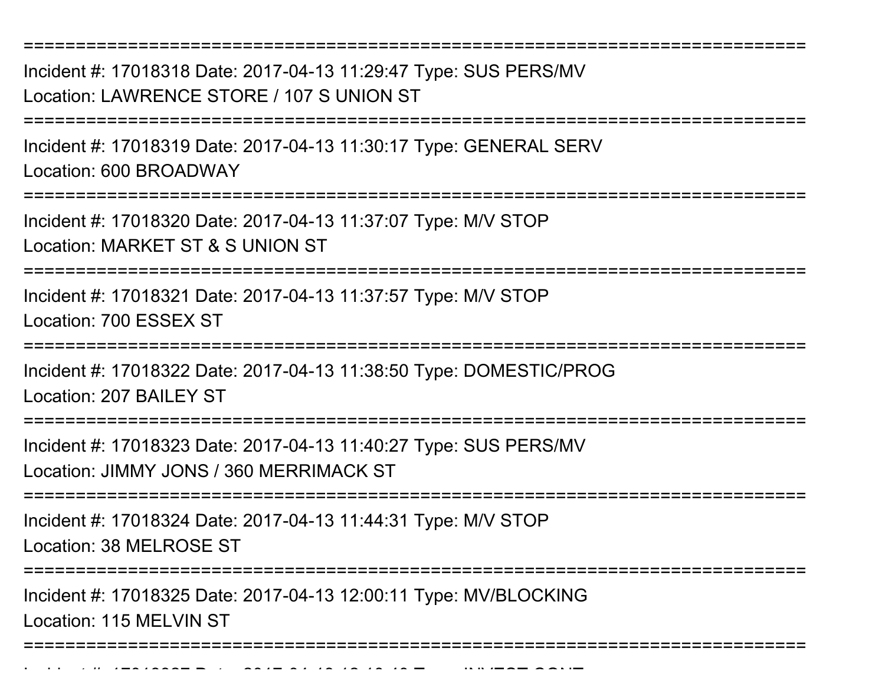==============================================================================

Incident #: 17018318 Date: 2017-04-13 11:29:47 Type: SUS PERS/MV

Location: LAWRENCE STORE / 107 S UNION ST

==============================================================================

Incident #: 17018319 Date: 2017-04-13 11:30:17 Type: GENERAL SERV

Location: 600 BROADWAY

==============================================================================

Incident #: 17018320 Date: 2017-04-13 11:37:07 Type: M/V STOP

Location: MARKET ST & S UNION ST

==============================================================================

Incident #: 17018321 Date: 2017-04-13 11:37:57 Type: M/V STOP

Location: 700 ESSEX ST

==============================================================================

Incident #: 17018322 Date: 2017-04-13 11:38:50 Type: DOMESTIC/PROG

Location: 207 BAILEY ST

==============================================================================

Incident #: 17018323 Date: 2017-04-13 11:40:27 Type: SUS PERS/MV

Location: JIMMY JONS / 360 MERRIMACK ST

==============================================================================

Incident #: 17018324 Date: 2017-04-13 11:44:31 Type: M/V STOP

Location: 38 MELROSE ST

==============================================================================

Incident #: 17018325 Date: 2017-04-13 12:00:11 Type: MV/BLOCKING

Location: 115 MELVIN ST

==============================================================================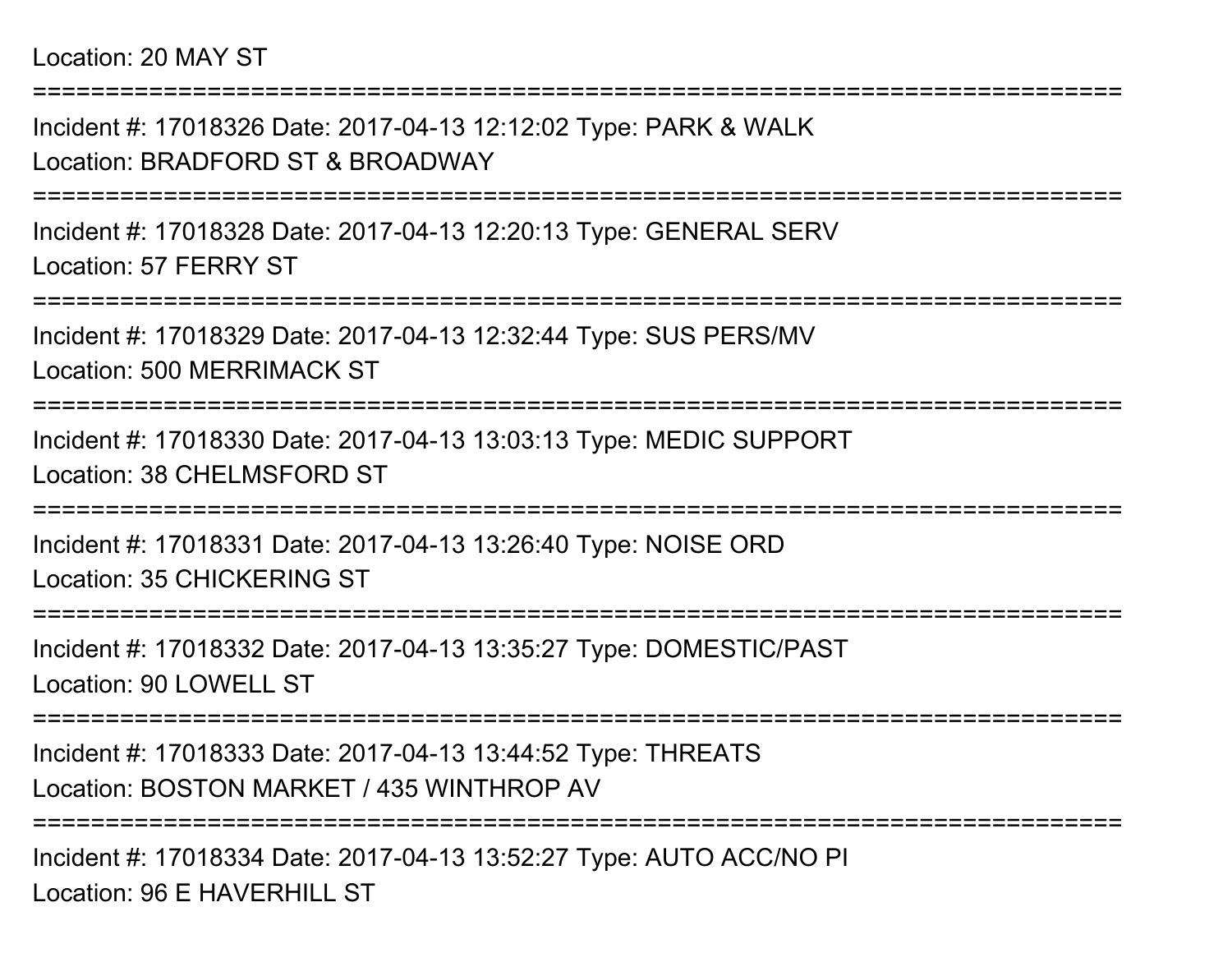Location: 20 MAY ST

===========================================================================

Incident #: 17018326 Date: 2017-04-13 12:12:02 Type: PARK & WALK
Location: BRADFORD ST & BROADWAY

===========================================================================

Incident #: 17018328 Date: 2017-04-13 12:20:13 Type: GENERAL SERV
Location: 57 FERRY ST

===========================================================================

Incident #: 17018329 Date: 2017-04-13 12:32:44 Type: SUS PERS/MV
Location: 500 MERRIMACK ST

===========================================================================

Incident #: 17018330 Date: 2017-04-13 13:03:13 Type: MEDIC SUPPORT
Location: 38 CHELMSFORD ST

===========================================================================

Incident #: 17018331 Date: 2017-04-13 13:26:40 Type: NOISE ORD
Location: 35 CHICKERING ST

===========================================================================

Incident #: 17018332 Date: 2017-04-13 13:35:27 Type: DOMESTIC/PAST
Location: 90 LOWELL ST

===========================================================================

Incident #: 17018333 Date: 2017-04-13 13:44:52 Type: THREATS
Location: BOSTON MARKET / 435 WINTHROP AV

===========================================================================

Incident #: 17018334 Date: 2017-04-13 13:52:27 Type: AUTO ACC/NO PI
Location: 96 E HAVERHILL ST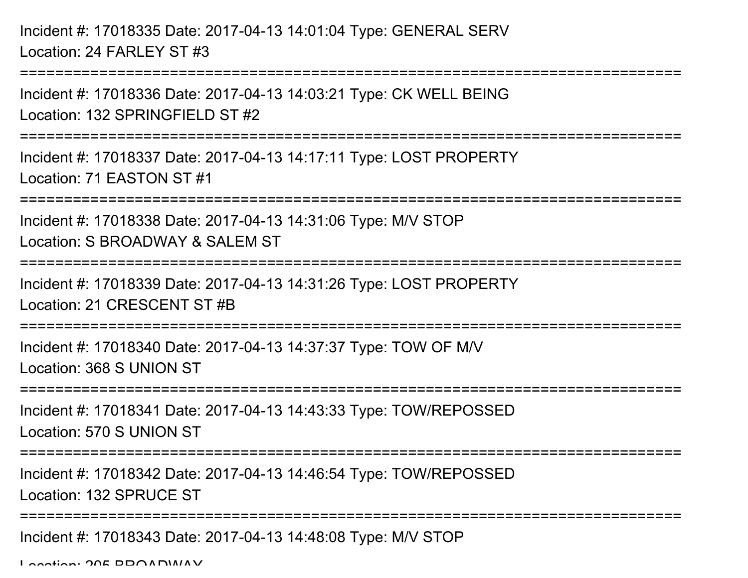Incident #: 17018335 Date: 2017-04-13 14:01:04 Type: GENERAL SERV
Location: 24 FARLEY ST #3

===========================================================================

Incident #: 17018336 Date: 2017-04-13 14:03:21 Type: CK WELL BEING
Location: 132 SPRINGFIELD ST #2

===========================================================================

Incident #: 17018337 Date: 2017-04-13 14:17:11 Type: LOST PROPERTY
Location: 71 EASTON ST #1

===========================================================================

Incident #: 17018338 Date: 2017-04-13 14:31:06 Type: M/V STOP
Location: S BROADWAY & SALEM ST

===========================================================================

Incident #: 17018339 Date: 2017-04-13 14:31:26 Type: LOST PROPERTY
Location: 21 CRESCENT ST #B

===========================================================================

Incident #: 17018340 Date: 2017-04-13 14:37:37 Type: TOW OF M/V
Location: 368 S UNION ST

===========================================================================

Incident #: 17018341 Date: 2017-04-13 14:43:33 Type: TOW/REPOSSED
Location: 570 S UNION ST

===========================================================================

Incident #: 17018342 Date: 2017-04-13 14:46:54 Type: TOW/REPOSSED
Location: 132 SPRUCE ST

===========================================================================

Incident #: 17018343 Date: 2017-04-13 14:48:08 Type: M/V STOP
Location: 205 BROADWAY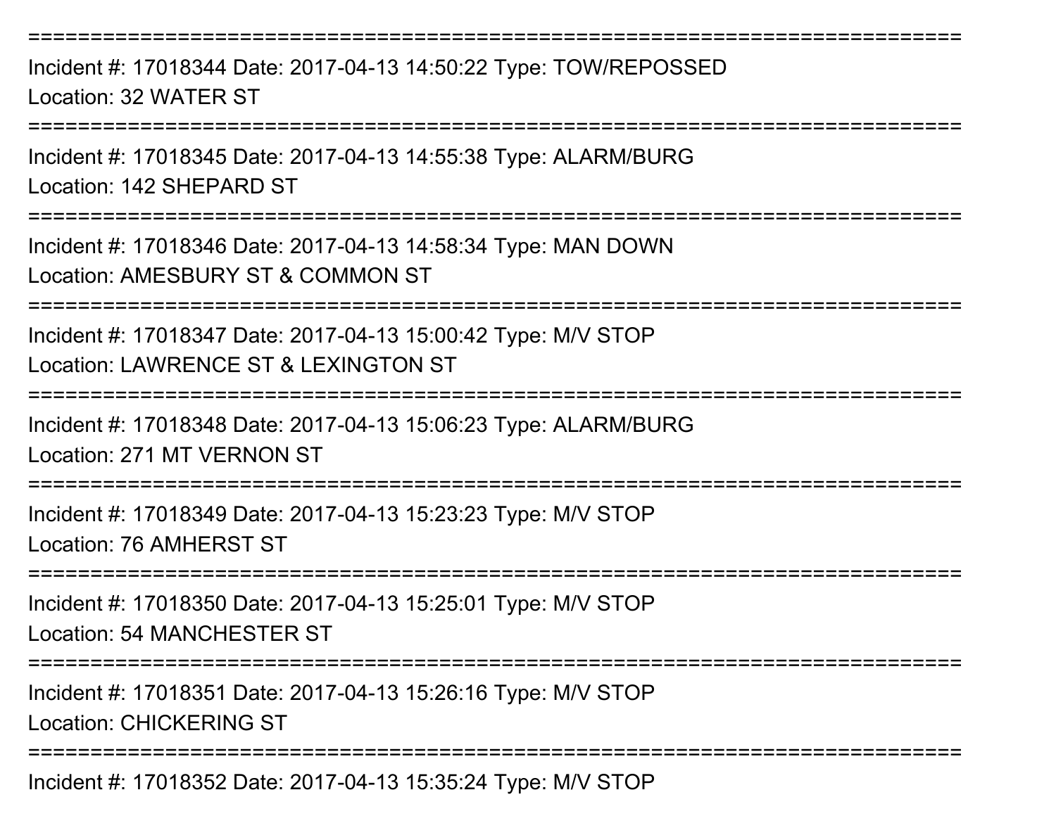===========================================================================

Incident #: 17018344 Date: 2017-04-13 14:50:22 Type: TOW/REPOSSED

Location: 32 WATER ST

===========================================================================

Incident #: 17018345 Date: 2017-04-13 14:55:38 Type: ALARM/BURG

Location: 142 SHEPARD ST

===========================================================================

Incident #: 17018346 Date: 2017-04-13 14:58:34 Type: MAN DOWN

Location: AMESBURY ST & COMMON ST

===========================================================================

Incident #: 17018347 Date: 2017-04-13 15:00:42 Type: M/V STOP

Location: LAWRENCE ST & LEXINGTON ST

===========================================================================

Incident #: 17018348 Date: 2017-04-13 15:06:23 Type: ALARM/BURG

Location: 271 MT VERNON ST

===========================================================================

Incident #: 17018349 Date: 2017-04-13 15:23:23 Type: M/V STOP

Location: 76 AMHERST ST

===========================================================================

Incident #: 17018350 Date: 2017-04-13 15:25:01 Type: M/V STOP

Location: 54 MANCHESTER ST

===========================================================================

Incident #: 17018351 Date: 2017-04-13 15:26:16 Type: M/V STOP

Location: CHICKERING ST

===========================================================================

Incident #: 17018352 Date: 2017-04-13 15:35:24 Type: M/V STOP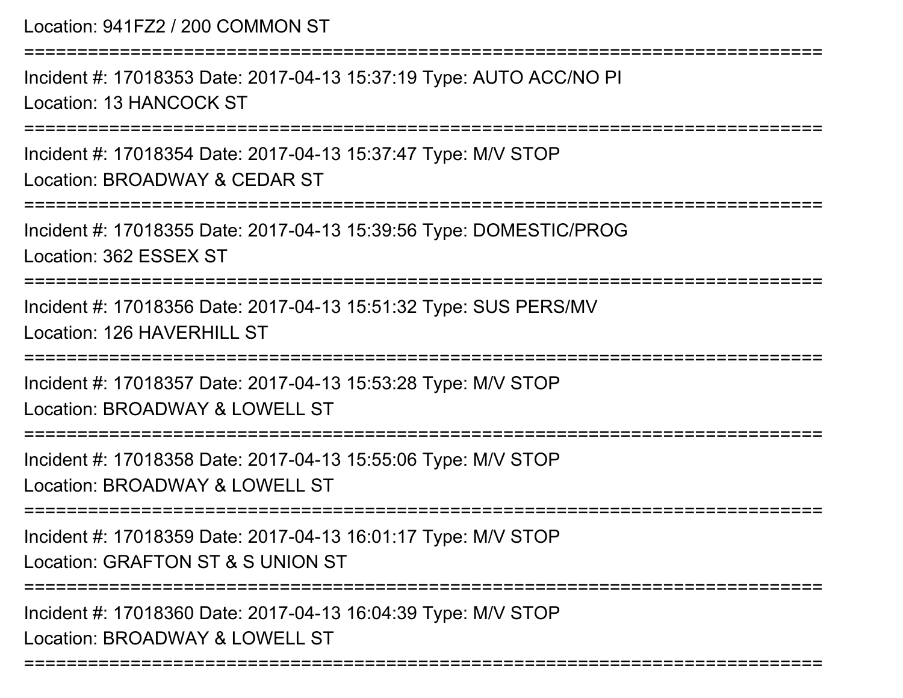Location: 941FZ2 / 200 COMMON ST

===========================================================================

Incident #: 17018353 Date: 2017-04-13 15:37:19 Type: AUTO ACC/NO PI
Location: 13 HANCOCK ST

===========================================================================

Incident #: 17018354 Date: 2017-04-13 15:37:47 Type: M/V STOP
Location: BROADWAY & CEDAR ST

===========================================================================

Incident #: 17018355 Date: 2017-04-13 15:39:56 Type: DOMESTIC/PROG
Location: 362 ESSEX ST

===========================================================================

Incident #: 17018356 Date: 2017-04-13 15:51:32 Type: SUS PERS/MV
Location: 126 HAVERHILL ST

===========================================================================

Incident #: 17018357 Date: 2017-04-13 15:53:28 Type: M/V STOP
Location: BROADWAY & LOWELL ST

===========================================================================

Incident #: 17018358 Date: 2017-04-13 15:55:06 Type: M/V STOP
Location: BROADWAY & LOWELL ST

===========================================================================

Incident #: 17018359 Date: 2017-04-13 16:01:17 Type: M/V STOP
Location: GRAFTON ST & S UNION ST

===========================================================================

Incident #: 17018360 Date: 2017-04-13 16:04:39 Type: M/V STOP
Location: BROADWAY & LOWELL ST

===========================================================================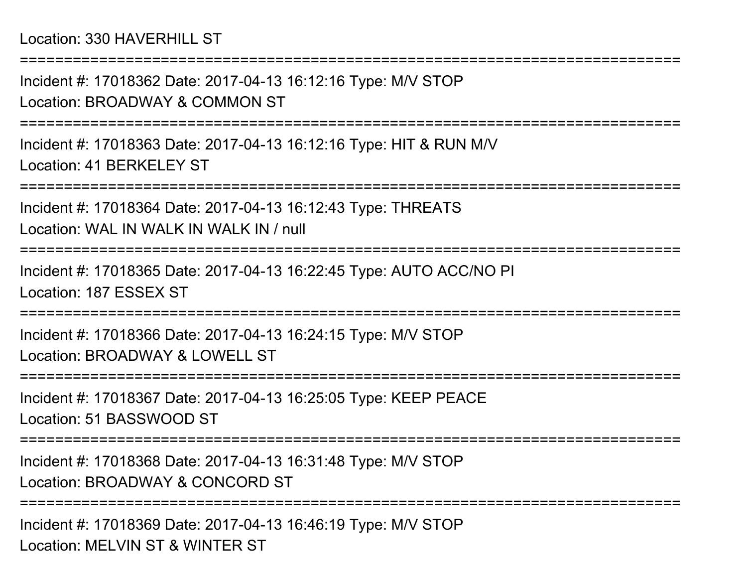Location: 330 HAVERHILL ST

===========================================================================

Incident #: 17018362 Date: 2017-04-13 16:12:16 Type: M/V STOP

Location: BROADWAY & COMMON ST

===========================================================================

Incident #: 17018363 Date: 2017-04-13 16:12:16 Type: HIT & RUN M/V

Location: 41 BERKELEY ST

===========================================================================

Incident #: 17018364 Date: 2017-04-13 16:12:43 Type: THREATS

Location: WAL IN WALK IN WALK IN / null

===========================================================================

Incident #: 17018365 Date: 2017-04-13 16:22:45 Type: AUTO ACC/NO PI

Location: 187 ESSEX ST

===========================================================================

Incident #: 17018366 Date: 2017-04-13 16:24:15 Type: M/V STOP

Location: BROADWAY & LOWELL ST

===========================================================================

Incident #: 17018367 Date: 2017-04-13 16:25:05 Type: KEEP PEACE

Location: 51 BASSWOOD ST

===========================================================================

Incident #: 17018368 Date: 2017-04-13 16:31:48 Type: M/V STOP

Location: BROADWAY & CONCORD ST

===========================================================================

Incident #: 17018369 Date: 2017-04-13 16:46:19 Type: M/V STOP

Location: MELVIN ST & WINTER ST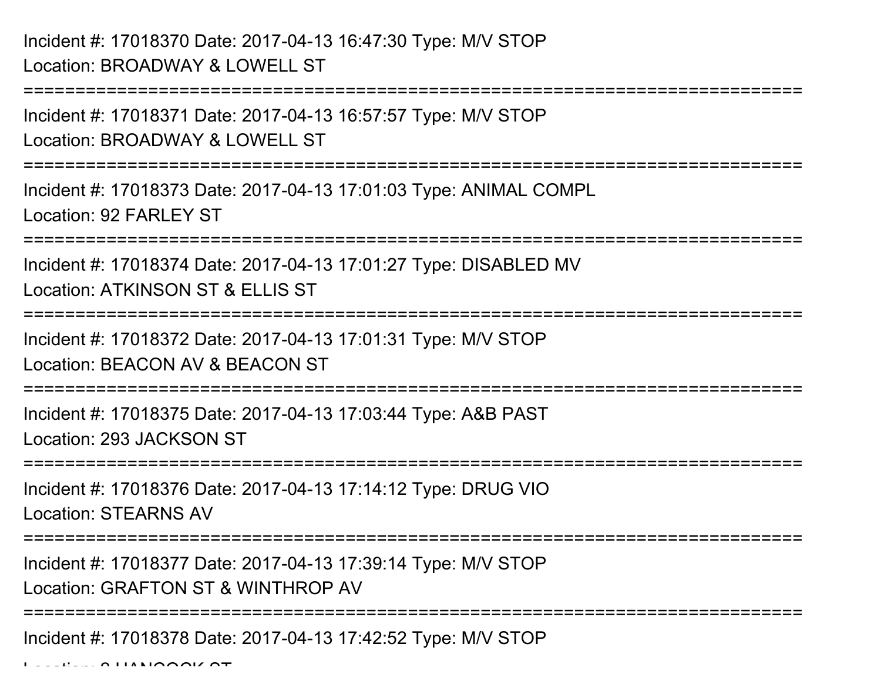Incident #: 17018370 Date: 2017-04-13 16:47:30 Type: M/V STOP
Location: BROADWAY & LOWELL ST

===========================================================================

Incident #: 17018371 Date: 2017-04-13 16:57:57 Type: M/V STOP
Location: BROADWAY & LOWELL ST

===========================================================================

Incident #: 17018373 Date: 2017-04-13 17:01:03 Type: ANIMAL COMPL
Location: 92 FARLEY ST

===========================================================================

Incident #: 17018374 Date: 2017-04-13 17:01:27 Type: DISABLED MV
Location: ATKINSON ST & ELLIS ST

===========================================================================

Incident #: 17018372 Date: 2017-04-13 17:01:31 Type: M/V STOP
Location: BEACON AV & BEACON ST

===========================================================================

Incident #: 17018375 Date: 2017-04-13 17:03:44 Type: A&B PAST
Location: 293 JACKSON ST

===========================================================================

Incident #: 17018376 Date: 2017-04-13 17:14:12 Type: DRUG VIO
Location: STEARNS AV

===========================================================================

Incident #: 17018377 Date: 2017-04-13 17:39:14 Type: M/V STOP
Location: GRAFTON ST & WINTHROP AV

===========================================================================

Incident #: 17018378 Date: 2017-04-13 17:42:52 Type: M/V STOP
Location: 8 HANCOCK ST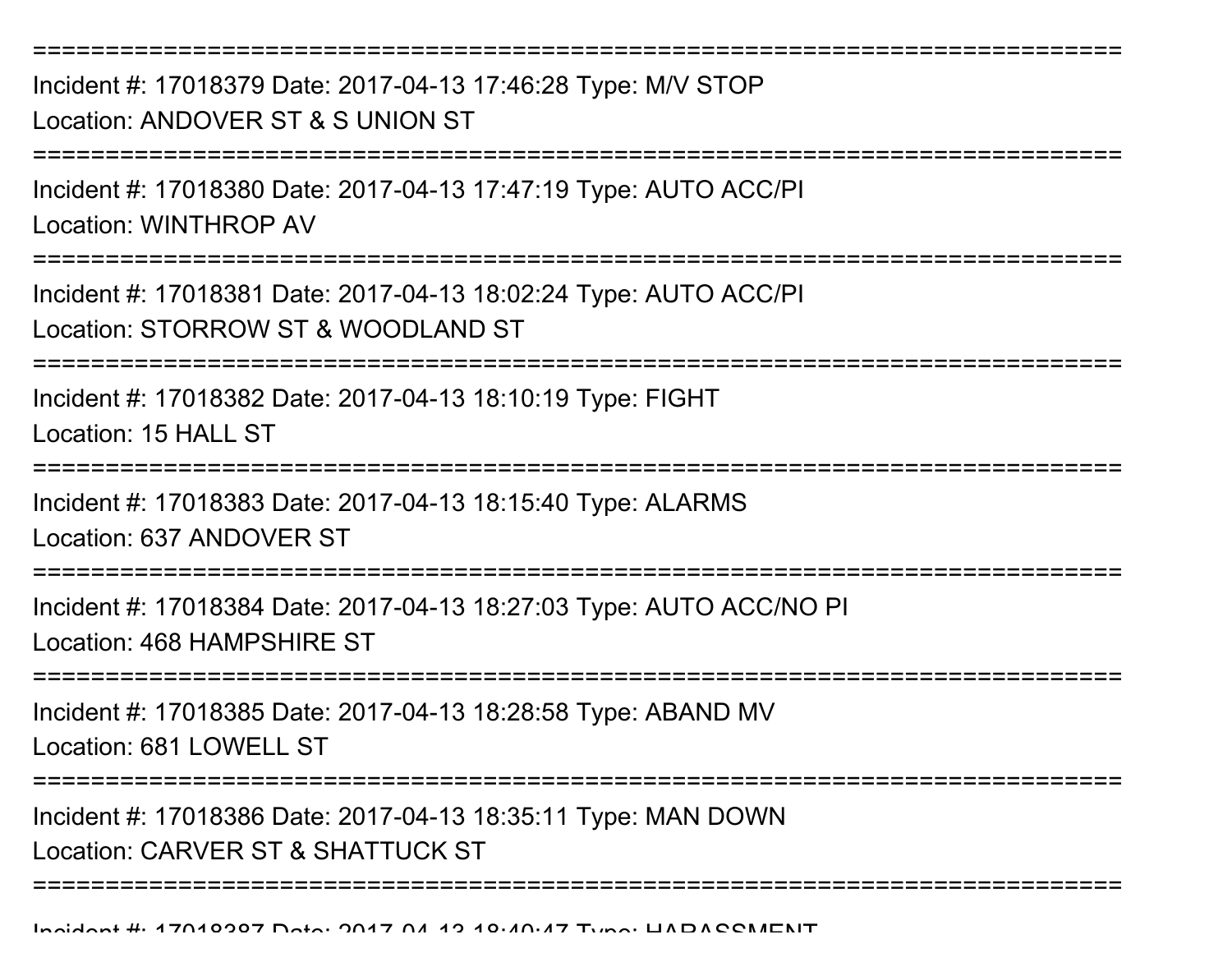================================================================================

Incident #: 17018379 Date: 2017-04-13 17:46:28 Type: M/V STOP
Location: ANDOVER ST & S UNION ST

================================================================================

Incident #: 17018380 Date: 2017-04-13 17:47:19 Type: AUTO ACC/PI
Location: WINTHROP AV

================================================================================

Incident #: 17018381 Date: 2017-04-13 18:02:24 Type: AUTO ACC/PI
Location: STORROW ST & WOODLAND ST

================================================================================

Incident #: 17018382 Date: 2017-04-13 18:10:19 Type: FIGHT
Location: 15 HALL ST

================================================================================

Incident #: 17018383 Date: 2017-04-13 18:15:40 Type: ALARMS
Location: 637 ANDOVER ST

================================================================================

Incident #: 17018384 Date: 2017-04-13 18:27:03 Type: AUTO ACC/NO PI
Location: 468 HAMPSHIRE ST

================================================================================

Incident #: 17018385 Date: 2017-04-13 18:28:58 Type: ABAND MV
Location: 681 LOWELL ST

================================================================================

Incident #: 17018386 Date: 2017-04-13 18:35:11 Type: MAN DOWN
Location: CARVER ST & SHATTUCK ST

================================================================================

Incident #: 17018387 Date: 2017-04-13 18:40:47 Type: HARASSMENT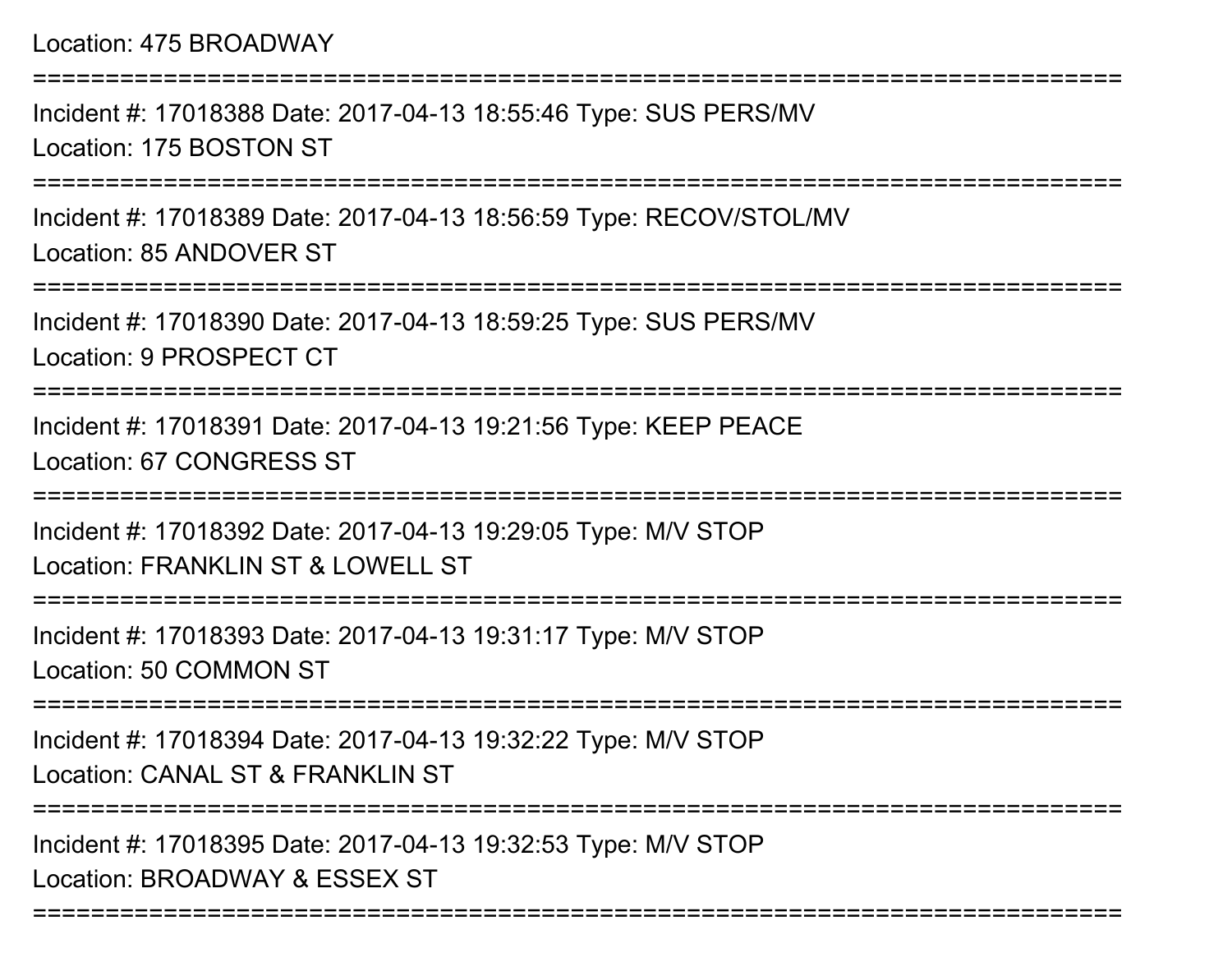Location: 475 BROADWAY

===========================================================================

Incident #: 17018388 Date: 2017-04-13 18:55:46 Type: SUS PERS/MV

Location: 175 BOSTON ST

===========================================================================

Incident #: 17018389 Date: 2017-04-13 18:56:59 Type: RECOV/STOL/MV

Location: 85 ANDOVER ST

===========================================================================

Incident #: 17018390 Date: 2017-04-13 18:59:25 Type: SUS PERS/MV

Location: 9 PROSPECT CT

===========================================================================

Incident #: 17018391 Date: 2017-04-13 19:21:56 Type: KEEP PEACE

Location: 67 CONGRESS ST

===========================================================================

Incident #: 17018392 Date: 2017-04-13 19:29:05 Type: M/V STOP

Location: FRANKLIN ST & LOWELL ST

===========================================================================

Incident #: 17018393 Date: 2017-04-13 19:31:17 Type: M/V STOP

Location: 50 COMMON ST

===========================================================================

Incident #: 17018394 Date: 2017-04-13 19:32:22 Type: M/V STOP

Location: CANAL ST & FRANKLIN ST

===========================================================================

Incident #: 17018395 Date: 2017-04-13 19:32:53 Type: M/V STOP

Location: BROADWAY & ESSEX ST

===========================================================================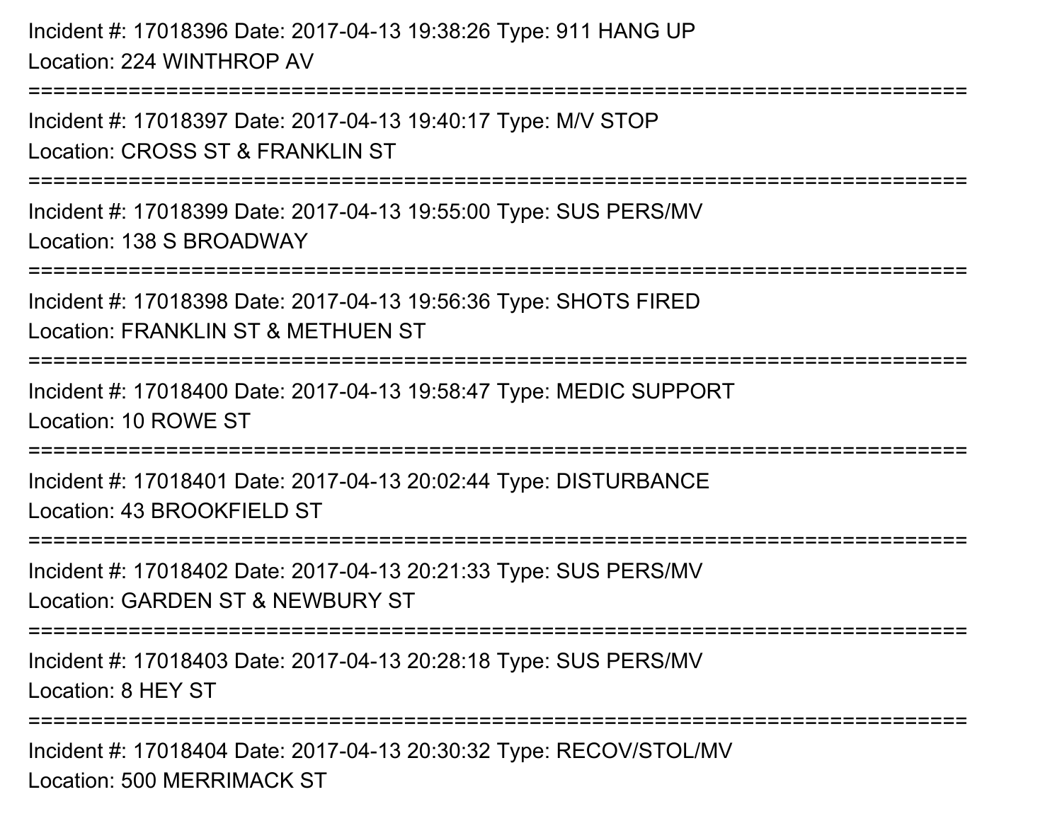Incident #: 17018396 Date: 2017-04-13 19:38:26 Type: 911 HANG UP
Location: 224 WINTHROP AV

===========================================================================

Incident #: 17018397 Date: 2017-04-13 19:40:17 Type: M/V STOP
Location: CROSS ST & FRANKLIN ST

===========================================================================

Incident #: 17018399 Date: 2017-04-13 19:55:00 Type: SUS PERS/MV
Location: 138 S BROADWAY

===========================================================================

Incident #: 17018398 Date: 2017-04-13 19:56:36 Type: SHOTS FIRED
Location: FRANKLIN ST & METHUEN ST

===========================================================================

Incident #: 17018400 Date: 2017-04-13 19:58:47 Type: MEDIC SUPPORT
Location: 10 ROWE ST

===========================================================================

Incident #: 17018401 Date: 2017-04-13 20:02:44 Type: DISTURBANCE
Location: 43 BROOKFIELD ST

===========================================================================

Incident #: 17018402 Date: 2017-04-13 20:21:33 Type: SUS PERS/MV
Location: GARDEN ST & NEWBURY ST

===========================================================================

Incident #: 17018403 Date: 2017-04-13 20:28:18 Type: SUS PERS/MV
Location: 8 HEY ST

===========================================================================

Incident #: 17018404 Date: 2017-04-13 20:30:32 Type: RECOV/STOL/MV
Location: 500 MERRIMACK ST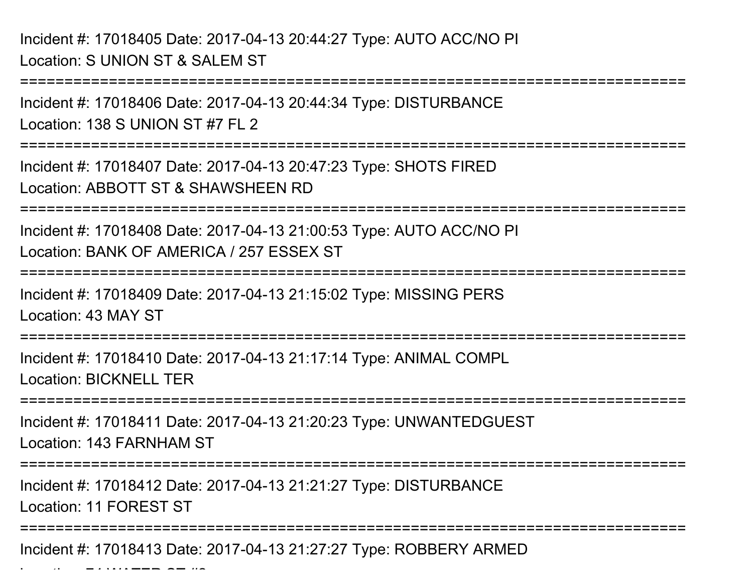Incident #: 17018405 Date: 2017-04-13 20:44:27 Type: AUTO ACC/NO PI
Location: S UNION ST & SALEM ST

===========================================================================

Incident #: 17018406 Date: 2017-04-13 20:44:34 Type: DISTURBANCE
Location: 138 S UNION ST #7 FL 2

===========================================================================

Incident #: 17018407 Date: 2017-04-13 20:47:23 Type: SHOTS FIRED
Location: ABBOTT ST & SHAWSHEEN RD

===========================================================================

Incident #: 17018408 Date: 2017-04-13 21:00:53 Type: AUTO ACC/NO PI
Location: BANK OF AMERICA / 257 ESSEX ST

===========================================================================

Incident #: 17018409 Date: 2017-04-13 21:15:02 Type: MISSING PERS
Location: 43 MAY ST

===========================================================================

Incident #: 17018410 Date: 2017-04-13 21:17:14 Type: ANIMAL COMPL
Location: BICKNELL TER

===========================================================================

Incident #: 17018411 Date: 2017-04-13 21:20:23 Type: UNWANTEDGUEST
Location: 143 FARNHAM ST

===========================================================================

Incident #: 17018412 Date: 2017-04-13 21:21:27 Type: DISTURBANCE
Location: 11 FOREST ST

===========================================================================

Incident #: 17018413 Date: 2017-04-13 21:27:27 Type: ROBBERY ARMED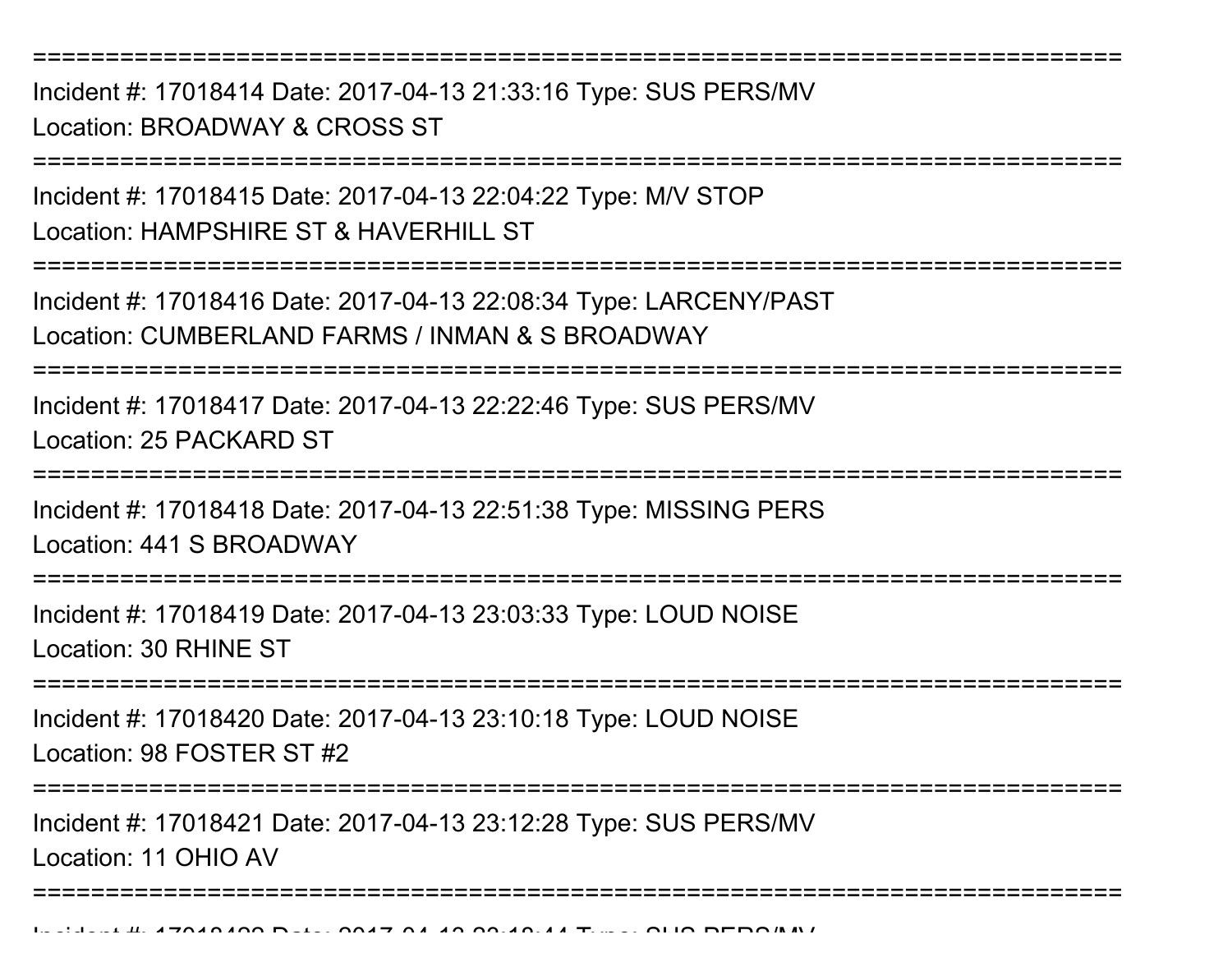===========================================================================

Incident #: 17018414 Date: 2017-04-13 21:33:16 Type: SUS PERS/MV
Location: BROADWAY & CROSS ST

===========================================================================

Incident #: 17018415 Date: 2017-04-13 22:04:22 Type: M/V STOP
Location: HAMPSHIRE ST & HAVERHILL ST

===========================================================================

Incident #: 17018416 Date: 2017-04-13 22:08:34 Type: LARCENY/PAST
Location: CUMBERLAND FARMS / INMAN & S BROADWAY

===========================================================================

Incident #: 17018417 Date: 2017-04-13 22:22:46 Type: SUS PERS/MV
Location: 25 PACKARD ST

===========================================================================

Incident #: 17018418 Date: 2017-04-13 22:51:38 Type: MISSING PERS
Location: 441 S BROADWAY

===========================================================================

Incident #: 17018419 Date: 2017-04-13 23:03:33 Type: LOUD NOISE
Location: 30 RHINE ST

===========================================================================

Incident #: 17018420 Date: 2017-04-13 23:10:18 Type: LOUD NOISE
Location: 98 FOSTER ST #2

===========================================================================

Incident #: 17018421 Date: 2017-04-13 23:12:28 Type: SUS PERS/MV
Location: 11 OHIO AV

===========================================================================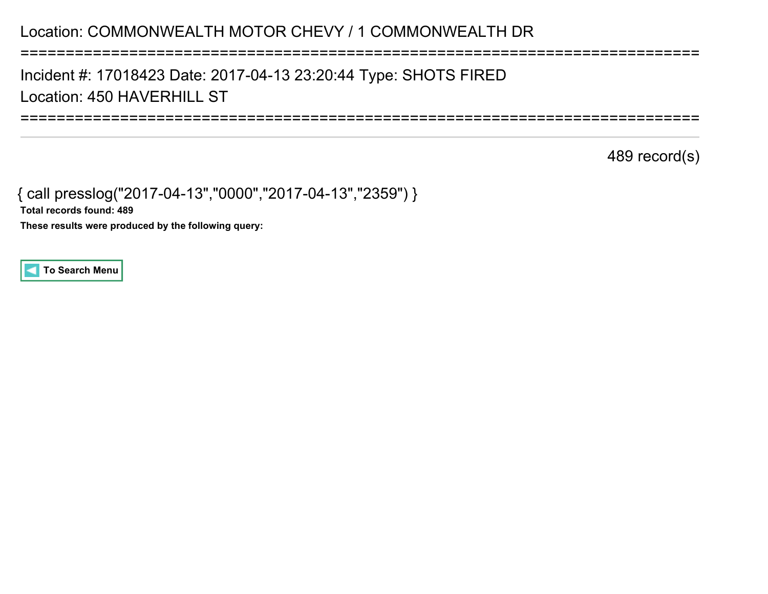Location: COMMONWEALTH MOTOR CHEVY / 1 COMMONWEALTH DR

===========================================================================

Incident #: 17018423 Date: 2017-04-13 23:20:44 Type: SHOTS FIRED

Location: 450 HAVERHILL ST

===========================================================================

---

489 record(s)

{ call presslog("2017-04-13","0000","2017-04-13","2359") }

**Total records found: 489**

**These results were produced by the following query:**

**To Search Menu**